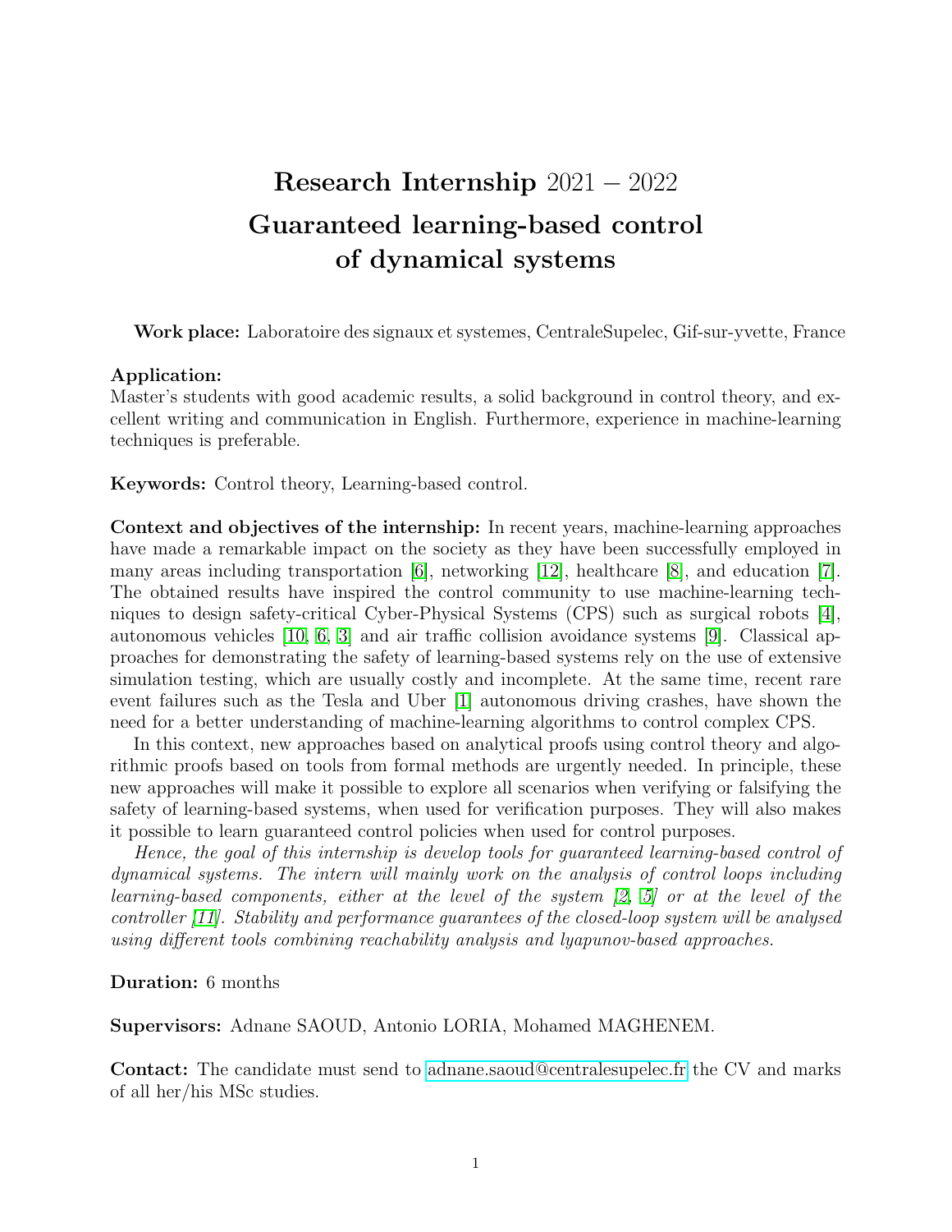# Research Internship $2021 - 2022$

# Guaranteed learning-based control of dynamical systems

**Work place:** Laboratoire des signaux et systemes, CentraleSupelec, Gif-sur-yvette, France

**Application:**
Master's students with good academic results, a solid background in control theory, and excellent writing and communication in English. Furthermore, experience in machine-learning techniques is preferable.

**Keywords:** Control theory, Learning-based control.

**Context and objectives of the internship:** In recent years, machine-learning approaches have made a remarkable impact on the society as they have been successfully employed in many areas including transportation [6], networking [12], healthcare [8], and education [7]. The obtained results have inspired the control community to use machine-learning techniques to design safety-critical Cyber-Physical Systems (CPS) such as surgical robots [4], autonomous vehicles [10, 6, 3] and air traffic collision avoidance systems [9]. Classical approaches for demonstrating the safety of learning-based systems rely on the use of extensive simulation testing, which are usually costly and incomplete. At the same time, recent rare event failures such as the Tesla and Uber [1] autonomous driving crashes, have shown the need for a better understanding of machine-learning algorithms to control complex CPS.

In this context, new approaches based on analytical proofs using control theory and algorithmic proofs based on tools from formal methods are urgently needed. In principle, these new approaches will make it possible to explore all scenarios when verifying or falsifying the safety of learning-based systems, when used for verification purposes. They will also makes it possible to learn guaranteed control policies when used for control purposes.

*Hence, the goal of this internship is develop tools for guaranteed learning-based control of dynamical systems. The intern will mainly work on the analysis of control loops including learning-based components, either at the level of the system [2, 5] or at the level of the controller [11]. Stability and performance guarantees of the closed-loop system will be analysed using different tools combining reachability analysis and lyapunov-based approaches.*

**Duration:** 6 months

**Supervisors:** Adnane SAOUD, Antonio LORIA, Mohamed MAGHENEM.

**Contact:** The candidate must send to adnane.saoud@centralesupelec.fr the CV and marks of all her/his MSc studies.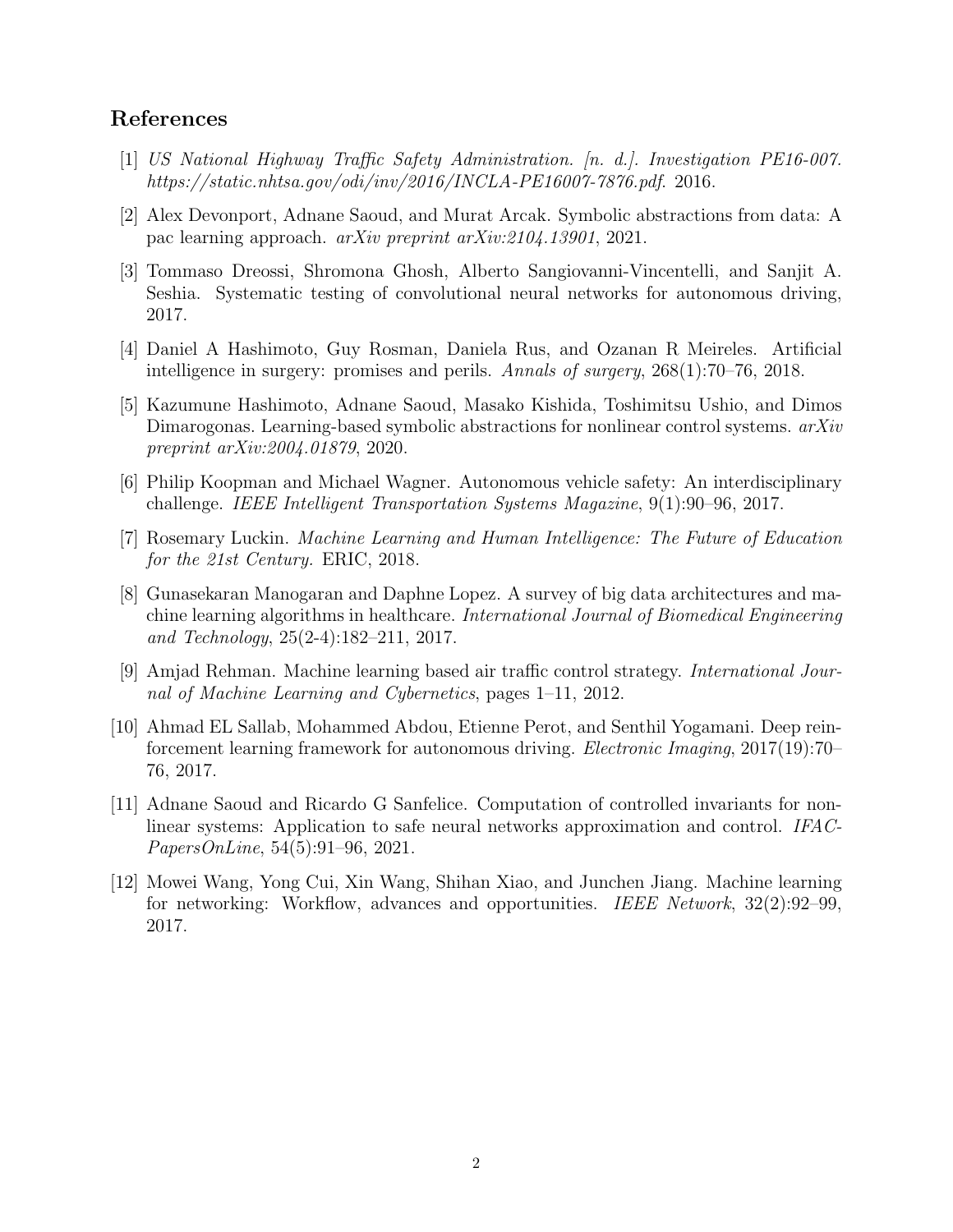## References

[1] *US National Highway Traffic Safety Administration. [n. d.]. Investigation PE16-007. https://static.nhtsa.gov/odi/inv/2016/INCLA-PE16007-7876.pdf.* 2016.

[2] Alex Devonport, Adnane Saoud, and Murat Arcak. Symbolic abstractions from data: A pac learning approach. *arXiv preprint arXiv:2104.13901*, 2021.

[3] Tommaso Dreossi, Shromona Ghosh, Alberto Sangiovanni-Vincentelli, and Sanjit A. Seshia. Systematic testing of convolutional neural networks for autonomous driving, 2017.

[4] Daniel A Hashimoto, Guy Rosman, Daniela Rus, and Ozanan R Meireles. Artificial intelligence in surgery: promises and perils. *Annals of surgery*, 268(1):70–76, 2018.

[5] Kazumune Hashimoto, Adnane Saoud, Masako Kishida, Toshimitsu Ushio, and Dimos Dimarogonas. Learning-based symbolic abstractions for nonlinear control systems. *arXiv preprint arXiv:2004.01879*, 2020.

[6] Philip Koopman and Michael Wagner. Autonomous vehicle safety: An interdisciplinary challenge. *IEEE Intelligent Transportation Systems Magazine*, 9(1):90–96, 2017.

[7] Rosemary Luckin. *Machine Learning and Human Intelligence: The Future of Education for the 21st Century.* ERIC, 2018.

[8] Gunasekaran Manogaran and Daphne Lopez. A survey of big data architectures and machine learning algorithms in healthcare. *International Journal of Biomedical Engineering and Technology*, 25(2-4):182–211, 2017.

[9] Amjad Rehman. Machine learning based air traffic control strategy. *International Journal of Machine Learning and Cybernetics*, pages 1–11, 2012.

[10] Ahmad EL Sallab, Mohammed Abdou, Etienne Perot, and Senthil Yogamani. Deep reinforcement learning framework for autonomous driving. *Electronic Imaging*, 2017(19):70–76, 2017.

[11] Adnane Saoud and Ricardo G Sanfelice. Computation of controlled invariants for nonlinear systems: Application to safe neural networks approximation and control. *IFAC-PapersOnLine*, 54(5):91–96, 2021.

[12] Mowei Wang, Yong Cui, Xin Wang, Shihan Xiao, and Junchen Jiang. Machine learning for networking: Workflow, advances and opportunities. *IEEE Network*, 32(2):92–99, 2017.